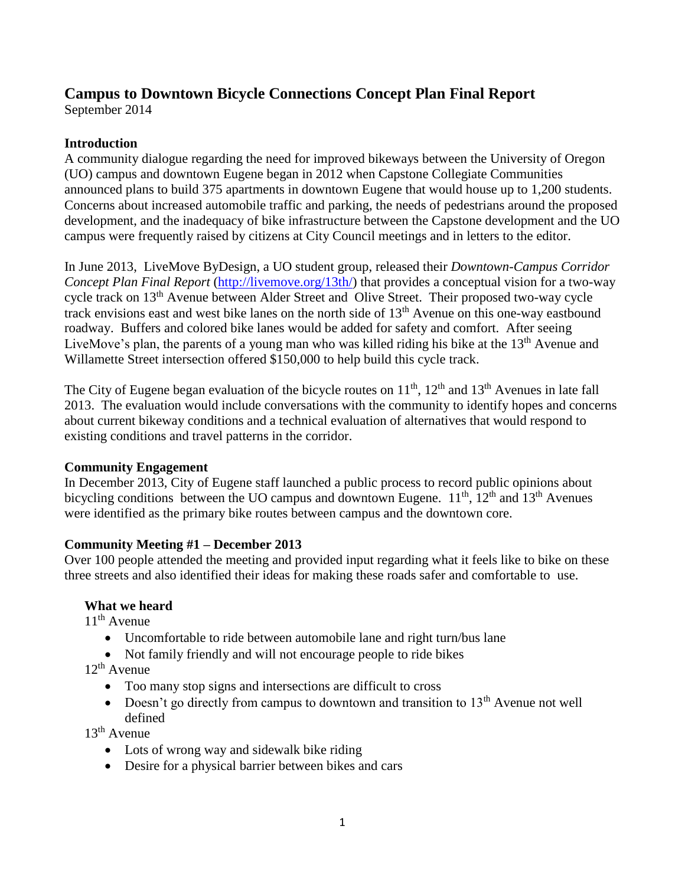# Campus to Downtown Bicycle Connections Concept Plan Final Report

September 2014

## Introduction

A community dialogue regarding the need for improved bikeways between the University of Oregon (UO) campus and downtown Eugene began in 2012 when Capstone Collegiate Communities announced plans to build 375 apartments in downtown Eugene that would house up to 1,200 students. Concerns about increased automobile traffic and parking, the needs of pedestrians around the proposed development, and the inadequacy of bike infrastructure between the Capstone development and the UO campus were frequently raised by citizens at City Council meetings and in letters to the editor.

In June 2013, LiveMove ByDesign, a UO student group, released their *Downtown-Campus Corridor Concept Plan Final Report* (http://livemove.org/13th/) that provides a conceptual vision for a two-way cycle track on 13th Avenue between Alder Street and Olive Street. Their proposed two-way cycle track envisions east and west bike lanes on the north side of 13th Avenue on this one-way eastbound roadway. Buffers and colored bike lanes would be added for safety and comfort. After seeing LiveMove's plan, the parents of a young man who was killed riding his bike at the 13th Avenue and Willamette Street intersection offered $150,000 to help build this cycle track.

The City of Eugene began evaluation of the bicycle routes on 11th, 12th and 13th Avenues in late fall 2013. The evaluation would include conversations with the community to identify hopes and concerns about current bikeway conditions and a technical evaluation of alternatives that would respond to existing conditions and travel patterns in the corridor.

## Community Engagement

In December 2013, City of Eugene staff launched a public process to record public opinions about bicycling conditions between the UO campus and downtown Eugene. 11th, 12th and 13th Avenues were identified as the primary bike routes between campus and the downtown core.

## Community Meeting #1 – December 2013

Over 100 people attended the meeting and provided input regarding what it feels like to bike on these three streets and also identified their ideas for making these roads safer and comfortable to use.

### What we heard

11th Avenue

- Uncomfortable to ride between automobile lane and right turn/bus lane
- Not family friendly and will not encourage people to ride bikes

12th Avenue

- Too many stop signs and intersections are difficult to cross
- Doesn't go directly from campus to downtown and transition to 13th Avenue not well defined

13th Avenue

- Lots of wrong way and sidewalk bike riding
- Desire for a physical barrier between bikes and cars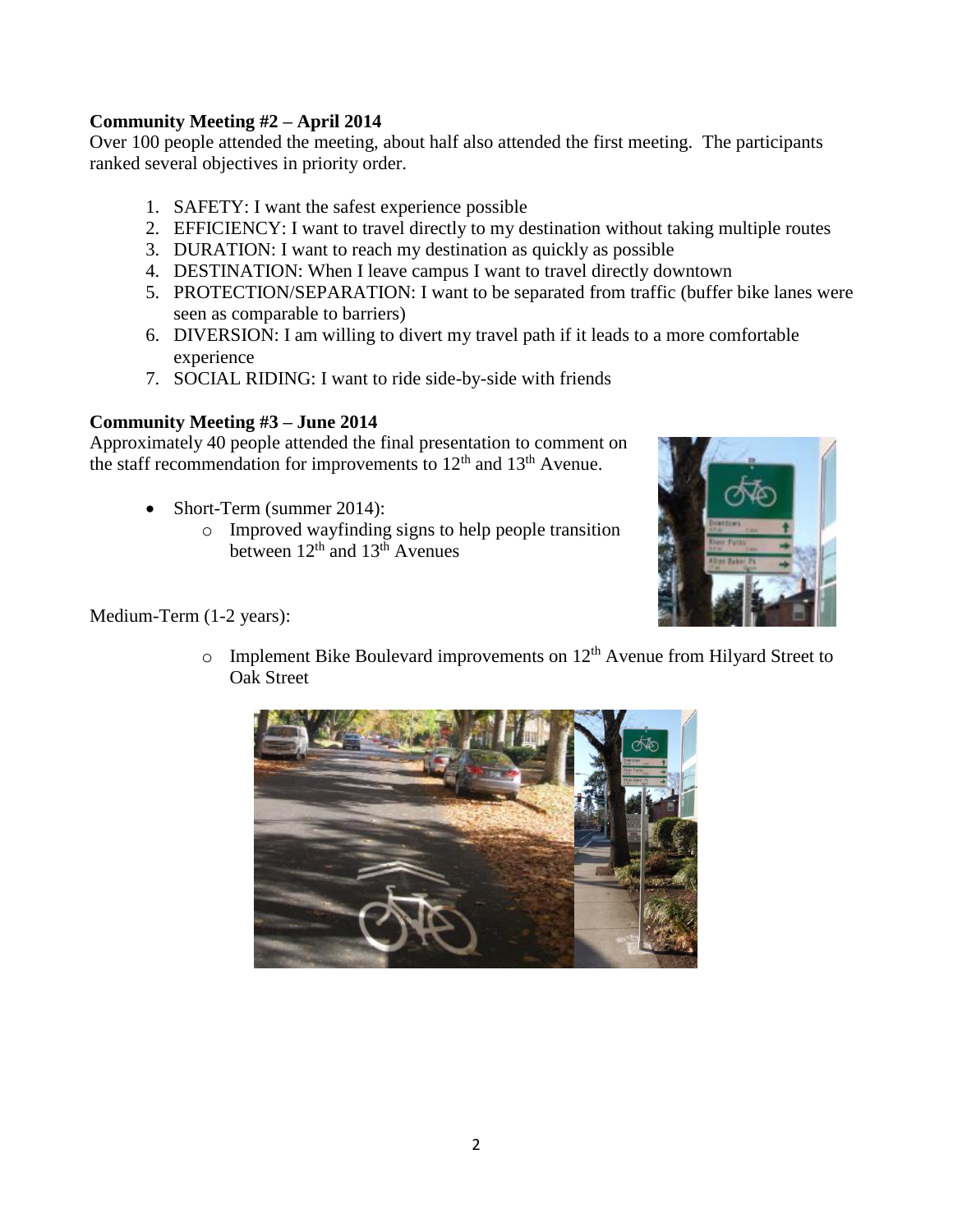**Community Meeting #2 – April 2014**

Over 100 people attended the meeting, about half also attended the first meeting. The participants ranked several objectives in priority order.

1. SAFETY: I want the safest experience possible
2. EFFICIENCY: I want to travel directly to my destination without taking multiple routes
3. DURATION: I want to reach my destination as quickly as possible
4. DESTINATION: When I leave campus I want to travel directly downtown
5. PROTECTION/SEPARATION: I want to be separated from traffic (buffer bike lanes were seen as comparable to barriers)
6. DIVERSION: I am willing to divert my travel path if it leads to a more comfortable experience
7. SOCIAL RIDING: I want to ride side-by-side with friends

**Community Meeting #3 – June 2014**

Approximately 40 people attended the final presentation to comment on the staff recommendation for improvements to 12th and 13th Avenue.

- Short-Term (summer 2014):
  - Improved wayfinding signs to help people transition between 12th and 13th Avenues

Medium-Term (1-2 years):

- Implement Bike Boulevard improvements on 12th Avenue from Hilyard Street to Oak Street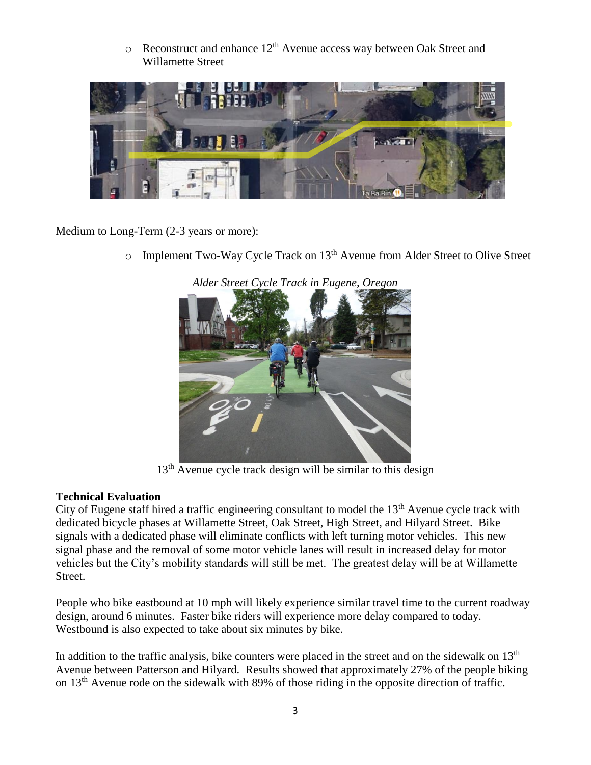- Reconstruct and enhance 12th Avenue access way between Oak Street and Willamette Street

Medium to Long-Term (2-3 years or more):

- Implement Two-Way Cycle Track on 13th Avenue from Alder Street to Olive Street

*Alder Street Cycle Track in Eugene, Oregon*

13th Avenue cycle track design will be similar to this design

**Technical Evaluation**

City of Eugene staff hired a traffic engineering consultant to model the 13th Avenue cycle track with dedicated bicycle phases at Willamette Street, Oak Street, High Street, and Hilyard Street. Bike signals with a dedicated phase will eliminate conflicts with left turning motor vehicles. This new signal phase and the removal of some motor vehicle lanes will result in increased delay for motor vehicles but the City's mobility standards will still be met. The greatest delay will be at Willamette Street.

People who bike eastbound at 10 mph will likely experience similar travel time to the current roadway design, around 6 minutes. Faster bike riders will experience more delay compared to today. Westbound is also expected to take about six minutes by bike.

In addition to the traffic analysis, bike counters were placed in the street and on the sidewalk on 13th Avenue between Patterson and Hilyard. Results showed that approximately 27% of the people biking on 13th Avenue rode on the sidewalk with 89% of those riding in the opposite direction of traffic.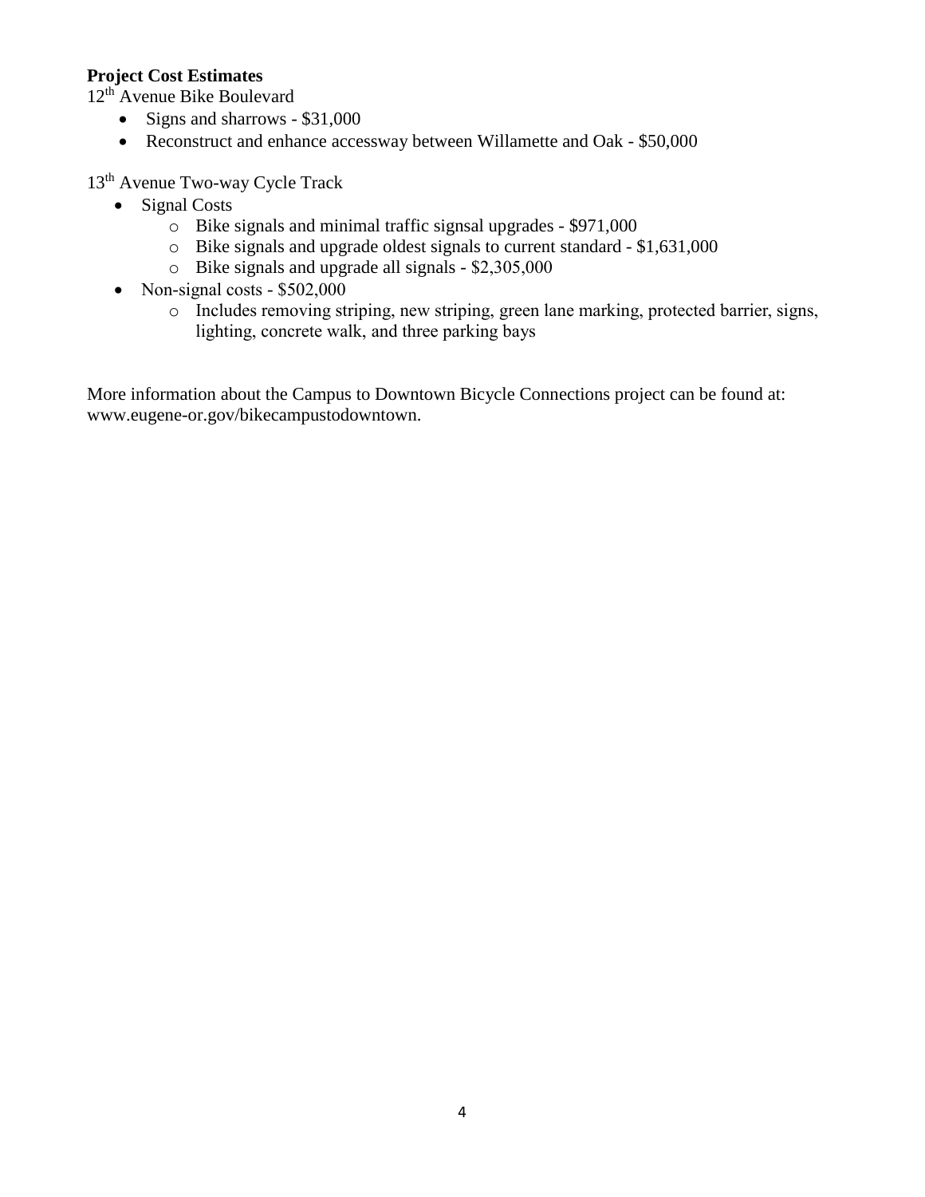**Project Cost Estimates**

12th Avenue Bike Boulevard

- Signs and sharrows - $31,000
- Reconstruct and enhance accessway between Willamette and Oak - $50,000

13th Avenue Two-way Cycle Track

- Signal Costs
  - Bike signals and minimal traffic signsal upgrades - $971,000
  - Bike signals and upgrade oldest signals to current standard - $1,631,000
  - Bike signals and upgrade all signals - $2,305,000
- Non-signal costs - $502,000
  - Includes removing striping, new striping, green lane marking, protected barrier, signs, lighting, concrete walk, and three parking bays

More information about the Campus to Downtown Bicycle Connections project can be found at: www.eugene-or.gov/bikecampustodowntown.